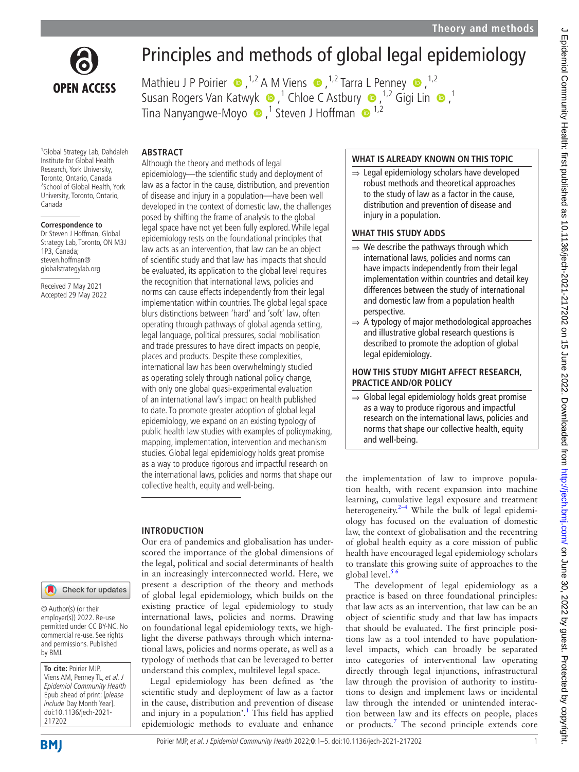# Principles and methods of global legal epidemiology

Mathieu J P Poirier [1,2], A M Viens [1,2], Tarra L Penney [1,2], Susan Rogers Van Katwyk [1], Chloe C Astbury [1,2], Gigi Lin [1], Tina Nanyangwe-Moyo [1], Steven J Hoffman [1,2]

[1] Global Strategy Lab, Dahdaleh Institute for Global Health Research, York University, Toronto, Ontario, Canada
[2] School of Global Health, York University, Toronto, Ontario, Canada

**Correspondence to**
Dr Steven J Hoffman, Global Strategy Lab, Toronto, ON M3J 1P3, Canada; steven.hoffman@globalstrategylab.org

Received 7 May 2021
Accepted 29 May 2022

© Author(s) (or their employer(s)) 2022. Re-use permitted under CC BY-NC. No commercial re-use. See rights and permissions. Published by BMJ.

**To cite:** Poirier MJP, Viens AM, Penney TL, *et al*. *J Epidemiol Community Health* Epub ahead of print: [*please include* Day Month Year]. doi:10.1136/jech-2021-217202

## ABSTRACT

Although the theory and methods of legal epidemiology—the scientific study and deployment of law as a factor in the cause, distribution, and prevention of disease and injury in a population—have been well developed in the context of domestic law, the challenges posed by shifting the frame of analysis to the global legal space have not yet been fully explored. While legal epidemiology rests on the foundational principles that law acts as an intervention, that law can be an object of scientific study and that law has impacts that should be evaluated, its application to the global level requires the recognition that international laws, policies and norms can cause effects independently from their legal implementation within countries. The global legal space blurs distinctions between 'hard' and 'soft' law, often operating through pathways of global agenda setting, legal language, political pressures, social mobilisation and trade pressures to have direct impacts on people, places and products. Despite these complexities, international law has been overwhelmingly studied as operating solely through national policy change, with only one global quasi-experimental evaluation of an international law's impact on health published to date. To promote greater adoption of global legal epidemiology, we expand on an existing typology of public health law studies with examples of policymaking, mapping, implementation, intervention and mechanism studies. Global legal epidemiology holds great promise as a way to produce rigorous and impactful research on the international laws, policies and norms that shape our collective health, equity and well-being.

### WHAT IS ALREADY KNOWN ON THIS TOPIC

⇒ Legal epidemiology scholars have developed robust methods and theoretical approaches to the study of law as a factor in the cause, distribution and prevention of disease and injury in a population.

### WHAT THIS STUDY ADDS

⇒ We describe the pathways through which international laws, policies and norms can have impacts independently from their legal implementation within countries and detail key differences between the study of international and domestic law from a population health perspective.

⇒ A typology of major methodological approaches and illustrative global research questions is described to promote the adoption of global legal epidemiology.

### HOW THIS STUDY MIGHT AFFECT RESEARCH, PRACTICE AND/OR POLICY

⇒ Global legal epidemiology holds great promise as a way to produce rigorous and impactful research on the international laws, policies and norms that shape our collective health, equity and well-being.

## INTRODUCTION

Our era of pandemics and globalisation has underscored the importance of the global dimensions of the legal, political and social determinants of health in an increasingly interconnected world. Here, we present a description of the theory and methods of global legal epidemiology, which builds on the existing practice of legal epidemiology to study international laws, policies and norms. Drawing on foundational legal epidemiology texts, we highlight the diverse pathways through which international laws, policies and norms operate, as well as a typology of methods that can be leveraged to better understand this complex, multilevel legal space.

Legal epidemiology has been defined as 'the scientific study and deployment of law as a factor in the cause, distribution and prevention of disease and injury in a population'.[1] This field has applied epidemiologic methods to evaluate and enhance the implementation of law to improve population health, with recent expansion into machine learning, cumulative legal exposure and treatment heterogeneity.[2–4] While the bulk of legal epidemiology has focused on the evaluation of domestic law, the context of globalisation and the recentring of global health equity as a core mission of public health have encouraged legal epidemiology scholars to translate this growing suite of approaches to the global level.[5 6]

The development of legal epidemiology as a practice is based on three foundational principles: that law acts as an intervention, that law can be an object of scientific study and that law has impacts that should be evaluated. The first principle positions law as a tool intended to have population-level impacts, which can broadly be separated into categories of interventional law operating directly through legal injunctions, infrastructural law through the provision of authority to institutions to design and implement laws or incidental law through the intended or unintended interaction between law and its effects on people, places or products.[7] The second principle extends core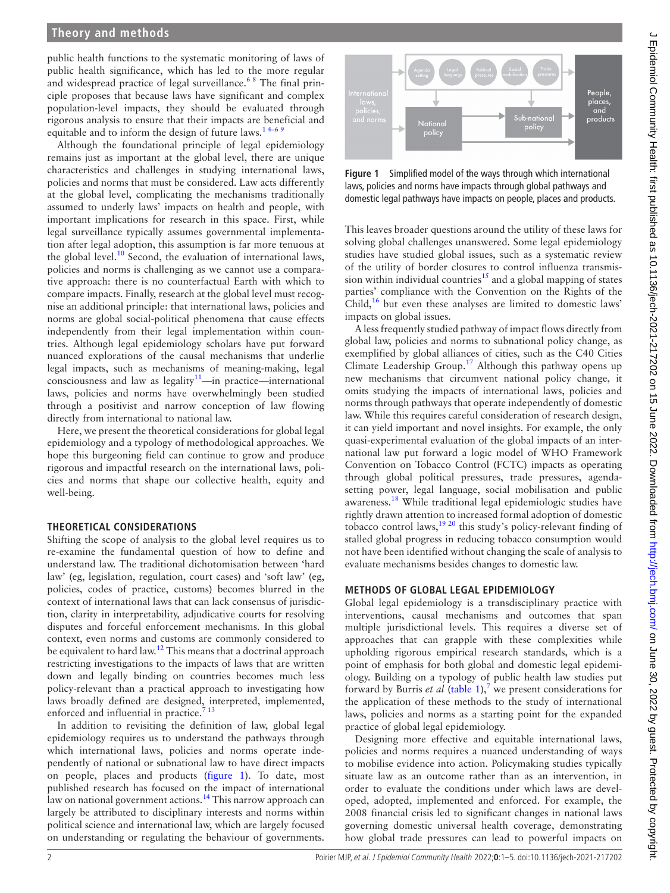public health functions to the systematic monitoring of laws of public health significance, which has led to the more regular and widespread practice of legal surveillance.[6 8] The final principle proposes that because laws have significant and complex population-level impacts, they should be evaluated through rigorous analysis to ensure that their impacts are beneficial and equitable and to inform the design of future laws.[1 4–6 9]

Although the foundational principle of legal epidemiology remains just as important at the global level, there are unique characteristics and challenges in studying international laws, policies and norms that must be considered. Law acts differently at the global level, complicating the mechanisms traditionally assumed to underly laws' impacts on health and people, with important implications for research in this space. First, while legal surveillance typically assumes governmental implementation after legal adoption, this assumption is far more tenuous at the global level.[10] Second, the evaluation of international laws, policies and norms is challenging as we cannot use a comparative approach: there is no counterfactual Earth with which to compare impacts. Finally, research at the global level must recognise an additional principle: that international laws, policies and norms are global social-political phenomena that cause effects independently from their legal implementation within countries. Although legal epidemiology scholars have put forward nuanced explorations of the causal mechanisms that underlie legal impacts, such as mechanisms of meaning-making, legal consciousness and law as legality[11]—in practice—international laws, policies and norms have overwhelmingly been studied through a positivist and narrow conception of law flowing directly from international to national law.

Here, we present the theoretical considerations for global legal epidemiology and a typology of methodological approaches. We hope this burgeoning field can continue to grow and produce rigorous and impactful research on the international laws, policies and norms that shape our collective health, equity and well-being.

## THEORETICAL CONSIDERATIONS

Shifting the scope of analysis to the global level requires us to re-examine the fundamental question of how to define and understand law. The traditional dichotomisation between 'hard law' (eg, legislation, regulation, court cases) and 'soft law' (eg, policies, codes of practice, customs) becomes blurred in the context of international laws that can lack consensus of jurisdiction, clarity in interpretability, adjudicative courts for resolving disputes and forceful enforcement mechanisms. In this global context, even norms and customs are commonly considered to be equivalent to hard law.[12] This means that a doctrinal approach restricting investigations to the impacts of laws that are written down and legally binding on countries becomes much less policy-relevant than a practical approach to investigating how laws broadly defined are designed, interpreted, implemented, enforced and influential in practice.[7 13]

In addition to revisiting the definition of law, global legal epidemiology requires us to understand the pathways through which international laws, policies and norms operate independently of national or subnational law to have direct impacts on people, places and products (figure 1). To date, most published research has focused on the impact of international law on national government actions.[14] This narrow approach can largely be attributed to disciplinary interests and norms within political science and international law, which are largely focused on understanding or regulating the behaviour of governments.

**Figure 1** Simplified model of the ways through which international laws, policies and norms have impacts through global pathways and domestic legal pathways have impacts on people, places and products.

This leaves broader questions around the utility of these laws for solving global challenges unanswered. Some legal epidemiology studies have studied global issues, such as a systematic review of the utility of border closures to control influenza transmission within individual countries[15] and a global mapping of states parties' compliance with the Convention on the Rights of the Child,[16] but even these analyses are limited to domestic laws' impacts on global issues.

A less frequently studied pathway of impact flows directly from global law, policies and norms to subnational policy change, as exemplified by global alliances of cities, such as the C40 Cities Climate Leadership Group.[17] Although this pathway opens up new mechanisms that circumvent national policy change, it omits studying the impacts of international laws, policies and norms through pathways that operate independently of domestic law. While this requires careful consideration of research design, it can yield important and novel insights. For example, the only quasi-experimental evaluation of the global impacts of an international law put forward a logic model of WHO Framework Convention on Tobacco Control (FCTC) impacts as operating through global political pressures, trade pressures, agenda-setting power, legal language, social mobilisation and public awareness.[18] While traditional legal epidemiologic studies have rightly drawn attention to increased formal adoption of domestic tobacco control laws,[19 20] this study's policy-relevant finding of stalled global progress in reducing tobacco consumption would not have been identified without changing the scale of analysis to evaluate mechanisms besides changes to domestic law.

## METHODS OF GLOBAL LEGAL EPIDEMIOLOGY

Global legal epidemiology is a transdisciplinary practice with interventions, causal mechanisms and outcomes that span multiple jurisdictional levels. This requires a diverse set of approaches that can grapple with these complexities while upholding rigorous research standards, which is a point of emphasis for both global and domestic legal epidemiology. Building on a typology of public health law studies put forward by Burris *et al* (table 1),[7] we present considerations for the application of these methods to the study of international laws, policies and norms as a starting point for the expanded practice of global legal epidemiology.

Designing more effective and equitable international laws, policies and norms requires a nuanced understanding of ways to mobilise evidence into action. Policymaking studies typically situate law as an outcome rather than as an intervention, in order to evaluate the conditions under which laws are developed, adopted, implemented and enforced. For example, the 2008 financial crisis led to significant changes in national laws governing domestic universal health coverage, demonstrating how global trade pressures can lead to powerful impacts on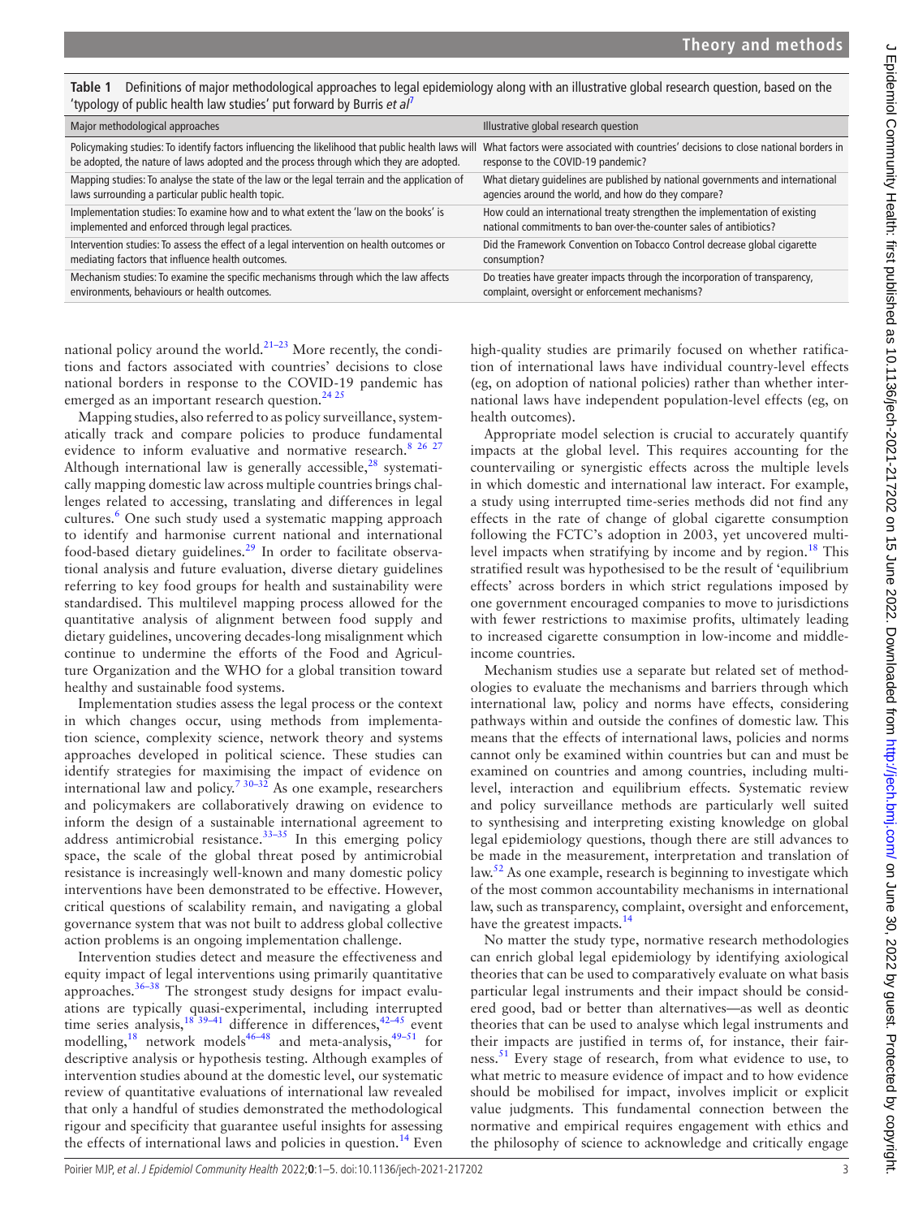**Table 1** Definitions of major methodological approaches to legal epidemiology along with an illustrative global research question, based on the 'typology of public health law studies' put forward by Burris *et al*[7]

| Major methodological approaches | Illustrative global research question |
|---|---|
| Policymaking studies: To identify factors influencing the likelihood that public health laws will be adopted, the nature of laws adopted and the process through which they are adopted. | What factors were associated with countries' decisions to close national borders in response to the COVID-19 pandemic? |
| Mapping studies: To analyse the state of the law or the legal terrain and the application of laws surrounding a particular public health topic. | What dietary guidelines are published by national governments and international agencies around the world, and how do they compare? |
| Implementation studies: To examine how and to what extent the 'law on the books' is implemented and enforced through legal practices. | How could an international treaty strengthen the implementation of existing national commitments to ban over-the-counter sales of antibiotics? |
| Intervention studies: To assess the effect of a legal intervention on health outcomes or mediating factors that influence health outcomes. | Did the Framework Convention on Tobacco Control decrease global cigarette consumption? |
| Mechanism studies: To examine the specific mechanisms through which the law affects environments, behaviours or health outcomes. | Do treaties have greater impacts through the incorporation of transparency, complaint, oversight or enforcement mechanisms? |

national policy around the world.[21–23] More recently, the conditions and factors associated with countries' decisions to close national borders in response to the COVID-19 pandemic has emerged as an important research question.[24 25]

Mapping studies, also referred to as policy surveillance, systematically track and compare policies to produce fundamental evidence to inform evaluative and normative research.[8 26 27] Although international law is generally accessible,[28] systematically mapping domestic law across multiple countries brings challenges related to accessing, translating and differences in legal cultures.[6] One such study used a systematic mapping approach to identify and harmonise current national and international food-based dietary guidelines.[29] In order to facilitate observational analysis and future evaluation, diverse dietary guidelines referring to key food groups for health and sustainability were standardised. This multilevel mapping process allowed for the quantitative analysis of alignment between food supply and dietary guidelines, uncovering decades-long misalignment which continue to undermine the efforts of the Food and Agriculture Organization and the WHO for a global transition toward healthy and sustainable food systems.

Implementation studies assess the legal process or the context in which changes occur, using methods from implementation science, complexity science, network theory and systems approaches developed in political science. These studies can identify strategies for maximising the impact of evidence on international law and policy.[7 30–32] As one example, researchers and policymakers are collaboratively drawing on evidence to inform the design of a sustainable international agreement to address antimicrobial resistance.[33–35] In this emerging policy space, the scale of the global threat posed by antimicrobial resistance is increasingly well-known and many domestic policy interventions have been demonstrated to be effective. However, critical questions of scalability remain, and navigating a global governance system that was not built to address global collective action problems is an ongoing implementation challenge.

Intervention studies detect and measure the effectiveness and equity impact of legal interventions using primarily quantitative approaches.[36–38] The strongest study designs for impact evaluations are typically quasi-experimental, including interrupted time series analysis,[18 39–41] difference in differences,[42–45] event modelling,[18] network models[46–48] and meta-analysis,[49–51] for descriptive analysis or hypothesis testing. Although examples of intervention studies abound at the domestic level, our systematic review of quantitative evaluations of international law revealed that only a handful of studies demonstrated the methodological rigour and specificity that guarantee useful insights for assessing the effects of international laws and policies in question.[14] Even high-quality studies are primarily focused on whether ratification of international laws have individual country-level effects (eg, on adoption of national policies) rather than whether international laws have independent population-level effects (eg, on health outcomes).

Appropriate model selection is crucial to accurately quantify impacts at the global level. This requires accounting for the countervailing or synergistic effects across the multiple levels in which domestic and international law interact. For example, a study using interrupted time-series methods did not find any effects in the rate of change of global cigarette consumption following the FCTC's adoption in 2003, yet uncovered multilevel impacts when stratifying by income and by region.[18] This stratified result was hypothesised to be the result of 'equilibrium effects' across borders in which strict regulations imposed by one government encouraged companies to move to jurisdictions with fewer restrictions to maximise profits, ultimately leading to increased cigarette consumption in low-income and middle-income countries.

Mechanism studies use a separate but related set of methodologies to evaluate the mechanisms and barriers through which international law, policy and norms have effects, considering pathways within and outside the confines of domestic law. This means that the effects of international laws, policies and norms cannot only be examined within countries but can and must be examined on countries and among countries, including multilevel, interaction and equilibrium effects. Systematic review and policy surveillance methods are particularly well suited to synthesising and interpreting existing knowledge on global legal epidemiology questions, though there are still advances to be made in the measurement, interpretation and translation of law.[52] As one example, research is beginning to investigate which of the most common accountability mechanisms in international law, such as transparency, complaint, oversight and enforcement, have the greatest impacts.[14]

No matter the study type, normative research methodologies can enrich global legal epidemiology by identifying axiological theories that can be used to comparatively evaluate on what basis particular legal instruments and their impact should be considered good, bad or better than alternatives—as well as deontic theories that can be used to analyse which legal instruments and their impacts are justified in terms of, for instance, their fairness.[51] Every stage of research, from what evidence to use, to what metric to measure evidence of impact and to how evidence should be mobilised for impact, involves implicit or explicit value judgments. This fundamental connection between the normative and empirical requires engagement with ethics and the philosophy of science to acknowledge and critically engage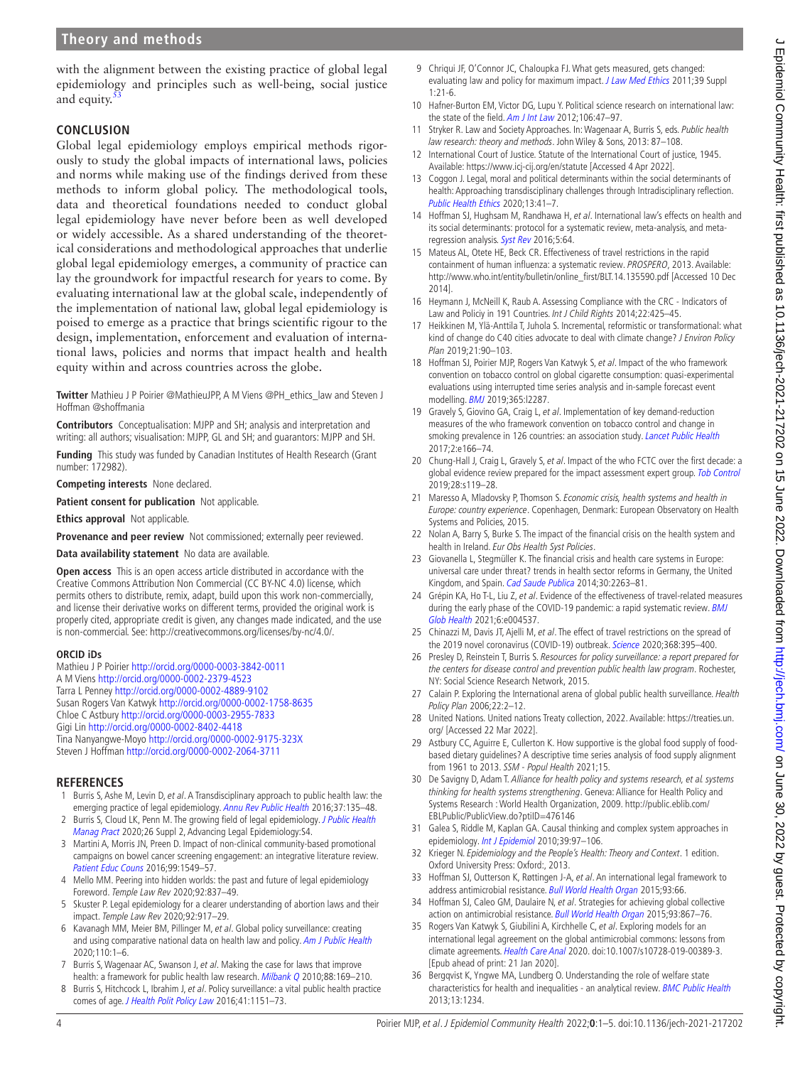with the alignment between the existing practice of global legal epidemiology and principles such as well-being, social justice and equity.[53]

## CONCLUSION

Global legal epidemiology employs empirical methods rigorously to study the global impacts of international laws, policies and norms while making use of the findings derived from these methods to inform global policy. The methodological tools, data and theoretical foundations needed to conduct global legal epidemiology have never before been as well developed or widely accessible. As a shared understanding of the theoretical considerations and methodological approaches that underlie global legal epidemiology emerges, a community of practice can lay the groundwork for impactful research for years to come. By evaluating international law at the global scale, independently of the implementation of national law, global legal epidemiology is poised to emerge as a practice that brings scientific rigour to the design, implementation, enforcement and evaluation of international laws, policies and norms that impact health and health equity within and across countries across the globe.

**Twitter** Mathieu J P Poirier @MathieuJPP, A M Viens @PH_ethics_law and Steven J Hoffman @shoffmania

**Contributors** Conceptualisation: MJPP and SH; analysis and interpretation and writing: all authors; visualisation: MJPP, GL and SH; and guarantors: MJPP and SH.

**Funding** This study was funded by Canadian Institutes of Health Research (Grant number: 172982).

**Competing interests** None declared.

**Patient consent for publication** Not applicable.

**Ethics approval** Not applicable.

**Provenance and peer review** Not commissioned; externally peer reviewed.

**Data availability statement** No data are available.

**Open access** This is an open access article distributed in accordance with the Creative Commons Attribution Non Commercial (CC BY-NC 4.0) license, which permits others to distribute, remix, adapt, build upon this work non-commercially, and license their derivative works on different terms, provided the original work is properly cited, appropriate credit is given, any changes made indicated, and the use is non-commercial. See: http://creativecommons.org/licenses/by-nc/4.0/.

### ORCID iDs

Mathieu J P Poirier http://orcid.org/0000-0003-3842-0011
A M Viens http://orcid.org/0000-0002-2379-4523
Tarra L Penney http://orcid.org/0000-0002-4889-9102
Susan Rogers Van Katwyk http://orcid.org/0000-0002-1758-8635
Chloe C Astbury http://orcid.org/0000-0003-2955-7833
Gigi Lin http://orcid.org/0000-0002-8402-4418
Tina Nanyangwe-Moyo http://orcid.org/0000-0002-9175-323X
Steven J Hoffman http://orcid.org/0000-0002-2064-3711

## REFERENCES

1. Burris S, Ashe M, Levin D, *et al*. A Transdisciplinary approach to public health law: the emerging practice of legal epidemiology. *Annu Rev Public Health* 2016;37:135–48.
2. Burris S, Cloud LK, Penn M. The growing field of legal epidemiology. *J Public Health Manag Pract* 2020;26 Suppl 2, Advancing Legal Epidemiology:S4.
3. Martini A, Morris JN, Preen D. Impact of non-clinical community-based promotional campaigns on bowel cancer screening engagement: an integrative literature review. *Patient Educ Couns* 2016;99:1549–57.
4. Mello MM. Peering into hidden worlds: the past and future of legal epidemiology Foreword. *Temple Law Rev* 2020;92:837–49.
5. Skuster P. Legal epidemiology for a clearer understanding of abortion laws and their impact. *Temple Law Rev* 2020;92:917–29.
6. Kavanagh MM, Meier BM, Pillinger M, *et al*. Global policy surveillance: creating and using comparative national data on health law and policy. *Am J Public Health* 2020;110:1–6.
7. Burris S, Wagenaar AC, Swanson J, *et al*. Making the case for laws that improve health: a framework for public health law research. *Milbank Q* 2010;88:169–210.
8. Burris S, Hitchcock L, Ibrahim J, *et al*. Policy surveillance: a vital public health practice comes of age. *J Health Polit Policy Law* 2016;41:1151–73.
9. Chriqui JF, O'Connor JC, Chaloupka FJ. What gets measured, gets changed: evaluating law and policy for maximum impact. *J Law Med Ethics* 2011;39 Suppl 1:21-6.
10. Hafner-Burton EM, Victor DG, Lupu Y. Political science research on international law: the state of the field. *Am J Int Law* 2012;106:47–97.
11. Stryker R. Law and Society Approaches. In: Wagenaar A, Burris S, eds. *Public health law research: theory and methods*. John Wiley & Sons, 2013: 87–108.
12. International Court of Justice. Statute of the International Court of justice, 1945. Available: https://www.icj-cij.org/en/statute [Accessed 4 Apr 2022].
13. Coggon J. Legal, moral and political determinants within the social determinants of health: Approaching transdisciplinary challenges through Intradisciplinary reflection. *Public Health Ethics* 2020;13:41–7.
14. Hoffman SJ, Hughsam M, Randhawa H, *et al*. International law's effects on health and its social determinants: protocol for a systematic review, meta-analysis, and meta-regression analysis. *Syst Rev* 2016;5:64.
15. Mateus AL, Otete HE, Beck CR. Effectiveness of travel restrictions in the rapid containment of human influenza: a systematic review. *PROSPERO*, 2013. Available: http://www.who.int/entity/bulletin/online_first/BLT.14.135590.pdf [Accessed 10 Dec 2014].
16. Heymann J, McNeill K, Raub A. Assessing Compliance with the CRC - Indicators of Law and Policiy in 191 Countries. *Int J Child Rights* 2014;22:425–45.
17. Heikkinen M, Ylä-Anttila T, Juhola S. Incremental, reformistic or transformational: what kind of change do C40 cities advocate to deal with climate change? *J Environ Policy Plan* 2019;21:90–103.
18. Hoffman SJ, Poirier MJP, Rogers Van Katwyk S, *et al*. Impact of the who framework convention on tobacco control on global cigarette consumption: quasi-experimental evaluations using interrupted time series analysis and in-sample forecast event modelling. *BMJ* 2019;365:l2287.
19. Gravely S, Giovino GA, Craig L, *et al*. Implementation of key demand-reduction measures of the who framework convention on tobacco control and change in smoking prevalence in 126 countries: an association study. *Lancet Public Health* 2017;2:e166–74.
20. Chung-Hall J, Craig L, Gravely S, *et al*. Impact of the who FCTC over the first decade: a global evidence review prepared for the impact assessment expert group. *Tob Control* 2019;28:s119–28.
21. Maresso A, Mladovsky P, Thomson S. *Economic crisis, health systems and health in Europe: country experience*. Copenhagen, Denmark: European Observatory on Health Systems and Policies, 2015.
22. Nolan A, Barry S, Burke S. The impact of the financial crisis on the health system and health in Ireland. *Eur Obs Health Syst Policies*.
23. Giovanella L, Stegmüller K. The financial crisis and health care systems in Europe: universal care under threat? trends in health sector reforms in Germany, the United Kingdom, and Spain. *Cad Saude Publica* 2014;30:2263–81.
24. Grépin KA, Ho T-L, Liu Z, *et al*. Evidence of the effectiveness of travel-related measures during the early phase of the COVID-19 pandemic: a rapid systematic review. *BMJ Glob Health* 2021;6:e004537.
25. Chinazzi M, Davis JT, Ajelli M, *et al*. The effect of travel restrictions on the spread of the 2019 novel coronavirus (COVID-19) outbreak. *Science* 2020;368:395–400.
26. Presley D, Reinstein T, Burris S. *Resources for policy surveillance: a report prepared for the centers for disease control and prevention public health law program*. Rochester, NY: Social Science Research Network, 2015.
27. Calain P. Exploring the International arena of global public health surveillance. *Health Policy Plan* 2006;22:2–12.
28. United Nations. United nations Treaty collection, 2022. Available: https://treaties.un.org/ [Accessed 22 Mar 2022].
29. Astbury CC, Aguirre E, Cullerton K. How supportive is the global food supply of food-based dietary guidelines? A descriptive time series analysis of food supply alignment from 1961 to 2013. *SSM - Popul Health* 2021;15.
30. De Savigny D, Adam T. *Alliance for health policy and systems research, et al. systems thinking for health systems strengthening*. Geneva: Alliance for Health Policy and Systems Research : World Health Organization, 2009. http://public.eblib.com/EBLPublic/PublicView.do?ptiID=476146
31. Galea S, Riddle M, Kaplan GA. Causal thinking and complex system approaches in epidemiology. *Int J Epidemiol* 2010;39:97–106.
32. Krieger N. *Epidemiology and the People's Health: Theory and Context*. 1 edition. Oxford University Press: Oxford:, 2013.
33. Hoffman SJ, Outterson K, Røttingen J-A, *et al*. An international legal framework to address antimicrobial resistance. *Bull World Health Organ* 2015;93:66.
34. Hoffman SJ, Caleo GM, Daulaire N, *et al*. Strategies for achieving global collective action on antimicrobial resistance. *Bull World Health Organ* 2015;93:867–76.
35. Rogers Van Katwyk S, Giubilini A, Kirchhelle C, *et al*. Exploring models for an international legal agreement on the global antimicrobial commons: lessons from climate agreements. *Health Care Anal* 2020. doi:10.1007/s10728-019-00389-3. [Epub ahead of print: 21 Jan 2020].
36. Bergqvist K, Yngwe MA, Lundberg O. Understanding the role of welfare state characteristics for health and inequalities - an analytical review. *BMC Public Health* 2013;13:1234.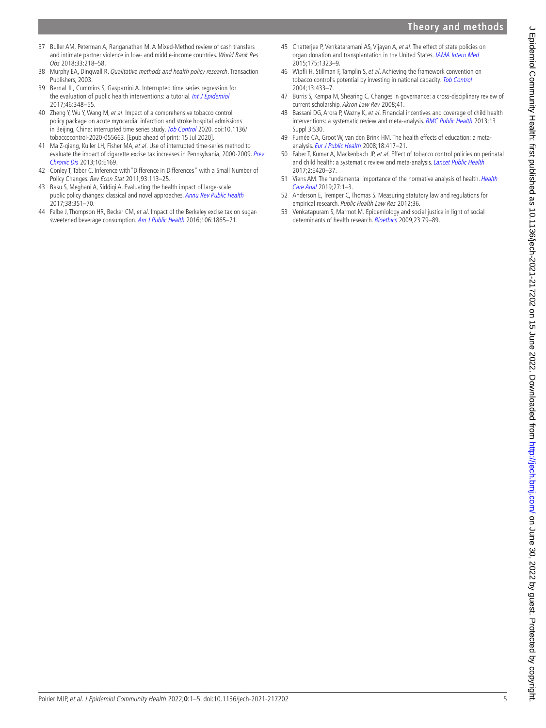37 Buller AM, Peterman A, Ranganathan M. A Mixed-Method review of cash transfers and intimate partner violence in low- and middle-income countries. *World Bank Res Obs* 2018;33:218–58.

38 Murphy EA, Dingwall R. *Qualitative methods and health policy research*. Transaction Publishers, 2003.

39 Bernal JL, Cummins S, Gasparrini A. Interrupted time series regression for the evaluation of public health interventions: a tutorial. *Int J Epidemiol* 2017;46:348–55.

40 Zheng Y, Wu Y, Wang M, *et al*. Impact of a comprehensive tobacco control policy package on acute myocardial infarction and stroke hospital admissions in Beijing, China: interrupted time series study. *Tob Control* 2020. doi:10.1136/tobaccocontrol-2020-055663. [Epub ahead of print: 15 Jul 2020].

41 Ma Z-qiang, Kuller LH, Fisher MA, *et al*. Use of interrupted time-series method to evaluate the impact of cigarette excise tax increases in Pennsylvania, 2000-2009. *Prev Chronic Dis* 2013;10:E169.

42 Conley T, Taber C. Inference with "Difference in Differences" with a Small Number of Policy Changes. *Rev Econ Stat* 2011;93:113–25.

43 Basu S, Meghani A, Siddiqi A. Evaluating the health impact of large-scale public policy changes: classical and novel approaches. *Annu Rev Public Health* 2017;38:351–70.

44 Falbe J, Thompson HR, Becker CM, *et al*. Impact of the Berkeley excise tax on sugar-sweetened beverage consumption. *Am J Public Health* 2016;106:1865–71.

45 Chatterjee P, Venkataramani AS, Vijayan A, *et al*. The effect of state policies on organ donation and transplantation in the United States. *JAMA Intern Med* 2015;175:1323–9.

46 Wipfli H, Stillman F, Tamplin S, *et al*. Achieving the framework convention on tobacco control's potential by investing in national capacity. *Tob Control* 2004;13:433–7.

47 Burris S, Kempa M, Shearing C. Changes in governance: a cross-disciplinary review of current scholarship. *Akron Law Rev* 2008;41.

48 Bassani DG, Arora P, Wazny K, *et al*. Financial incentives and coverage of child health interventions: a systematic review and meta-analysis. *BMC Public Health* 2013;13 Suppl 3:S30.

49 Furnée CA, Groot W, van den Brink HM. The health effects of education: a meta-analysis. *Eur J Public Health* 2008;18:417–21.

50 Faber T, Kumar A, Mackenbach JP, *et al*. Effect of tobacco control policies on perinatal and child health: a systematic review and meta-analysis. *Lancet Public Health* 2017;2:E420–37.

51 Viens AM. The fundamental importance of the normative analysis of health. *Health Care Anal* 2019;27:1–3.

52 Anderson E, Tremper C, Thomas S. Measuring statutory law and regulations for empirical research. *Public Health Law Res* 2012;36.

53 Venkatapuram S, Marmot M. Epidemiology and social justice in light of social determinants of health research. *Bioethics* 2009;23:79–89.